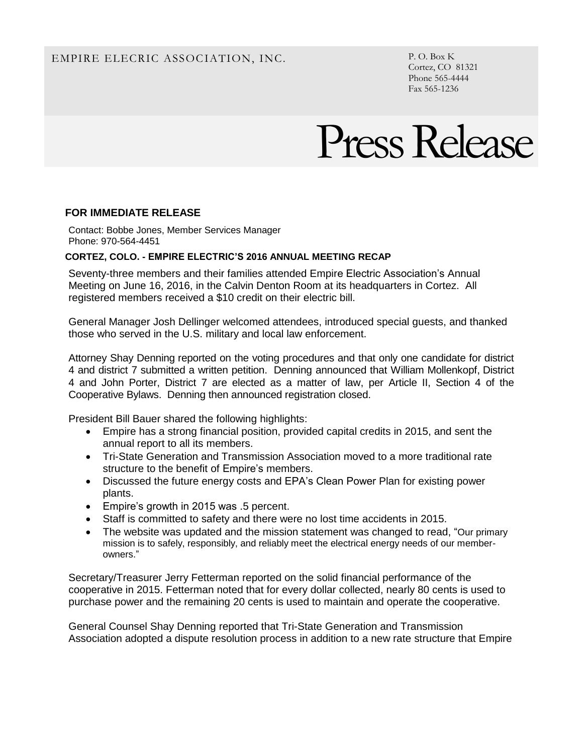EMPIRE ELECRIC ASSOCIATION, INC.

P. O. Box K
Cortez, CO 81321
Phone 565-4444
Fax 565-1236

# Press Release

**FOR IMMEDIATE RELEASE**

Contact: Bobbe Jones, Member Services Manager
Phone: 970-564-4451

**CORTEZ, COLO. - EMPIRE ELECTRIC'S 2016 ANNUAL MEETING RECAP**

Seventy-three members and their families attended Empire Electric Association's Annual Meeting on June 16, 2016, in the Calvin Denton Room at its headquarters in Cortez. All registered members received a $10 credit on their electric bill.

General Manager Josh Dellinger welcomed attendees, introduced special guests, and thanked those who served in the U.S. military and local law enforcement.

Attorney Shay Denning reported on the voting procedures and that only one candidate for district 4 and district 7 submitted a written petition. Denning announced that William Mollenkopf, District 4 and John Porter, District 7 are elected as a matter of law, per Article II, Section 4 of the Cooperative Bylaws. Denning then announced registration closed.

President Bill Bauer shared the following highlights:

- Empire has a strong financial position, provided capital credits in 2015, and sent the annual report to all its members.
- Tri-State Generation and Transmission Association moved to a more traditional rate structure to the benefit of Empire's members.
- Discussed the future energy costs and EPA's Clean Power Plan for existing power plants.
- Empire's growth in 2015 was .5 percent.
- Staff is committed to safety and there were no lost time accidents in 2015.
- The website was updated and the mission statement was changed to read, "Our primary mission is to safely, responsibly, and reliably meet the electrical energy needs of our member-owners."

Secretary/Treasurer Jerry Fetterman reported on the solid financial performance of the cooperative in 2015. Fetterman noted that for every dollar collected, nearly 80 cents is used to purchase power and the remaining 20 cents is used to maintain and operate the cooperative.

General Counsel Shay Denning reported that Tri-State Generation and Transmission Association adopted a dispute resolution process in addition to a new rate structure that Empire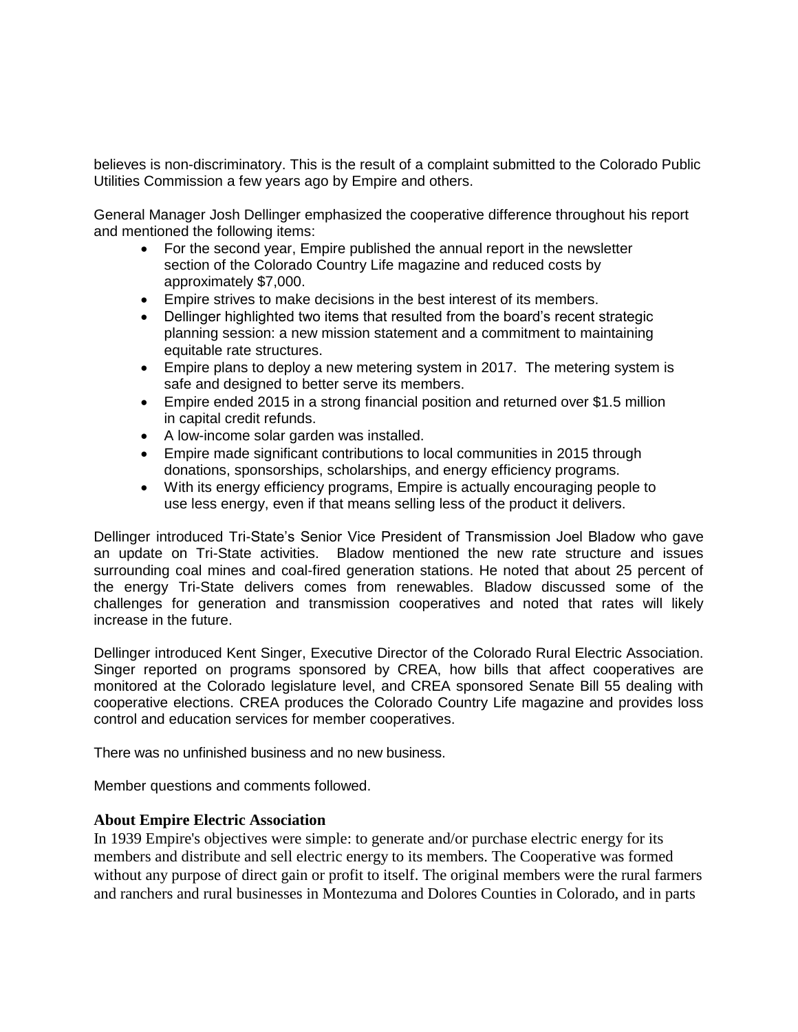believes is non-discriminatory. This is the result of a complaint submitted to the Colorado Public Utilities Commission a few years ago by Empire and others.

General Manager Josh Dellinger emphasized the cooperative difference throughout his report and mentioned the following items:

- For the second year, Empire published the annual report in the newsletter section of the Colorado Country Life magazine and reduced costs by approximately $7,000.
- Empire strives to make decisions in the best interest of its members.
- Dellinger highlighted two items that resulted from the board's recent strategic planning session: a new mission statement and a commitment to maintaining equitable rate structures.
- Empire plans to deploy a new metering system in 2017. The metering system is safe and designed to better serve its members.
- Empire ended 2015 in a strong financial position and returned over $1.5 million in capital credit refunds.
- A low-income solar garden was installed.
- Empire made significant contributions to local communities in 2015 through donations, sponsorships, scholarships, and energy efficiency programs.
- With its energy efficiency programs, Empire is actually encouraging people to use less energy, even if that means selling less of the product it delivers.

Dellinger introduced Tri-State's Senior Vice President of Transmission Joel Bladow who gave an update on Tri-State activities. Bladow mentioned the new rate structure and issues surrounding coal mines and coal-fired generation stations. He noted that about 25 percent of the energy Tri-State delivers comes from renewables. Bladow discussed some of the challenges for generation and transmission cooperatives and noted that rates will likely increase in the future.

Dellinger introduced Kent Singer, Executive Director of the Colorado Rural Electric Association. Singer reported on programs sponsored by CREA, how bills that affect cooperatives are monitored at the Colorado legislature level, and CREA sponsored Senate Bill 55 dealing with cooperative elections. CREA produces the Colorado Country Life magazine and provides loss control and education services for member cooperatives.

There was no unfinished business and no new business.

Member questions and comments followed.

**About Empire Electric Association**

In 1939 Empire's objectives were simple: to generate and/or purchase electric energy for its members and distribute and sell electric energy to its members. The Cooperative was formed without any purpose of direct gain or profit to itself. The original members were the rural farmers and ranchers and rural businesses in Montezuma and Dolores Counties in Colorado, and in parts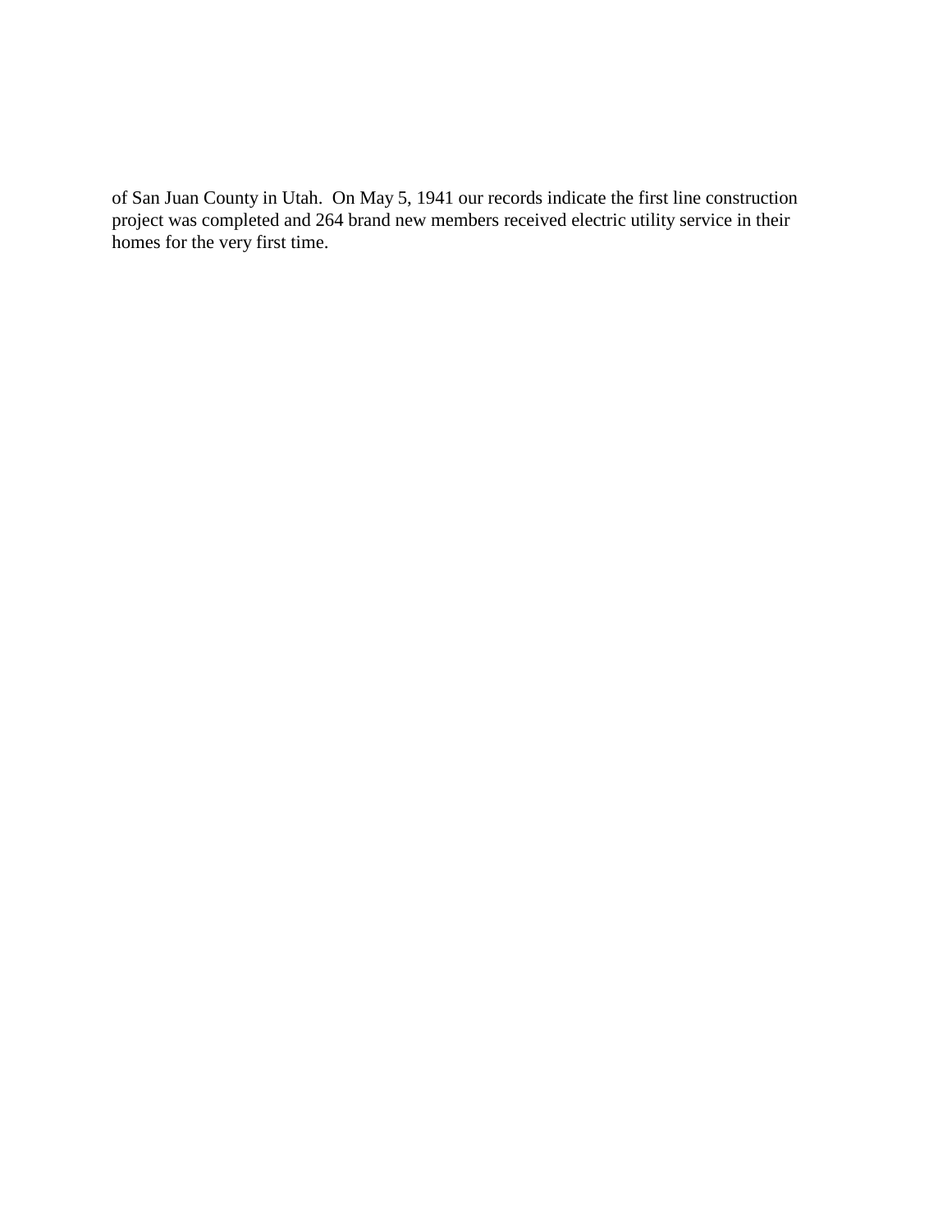of San Juan County in Utah. On May 5, 1941 our records indicate the first line construction project was completed and 264 brand new members received electric utility service in their homes for the very first time.